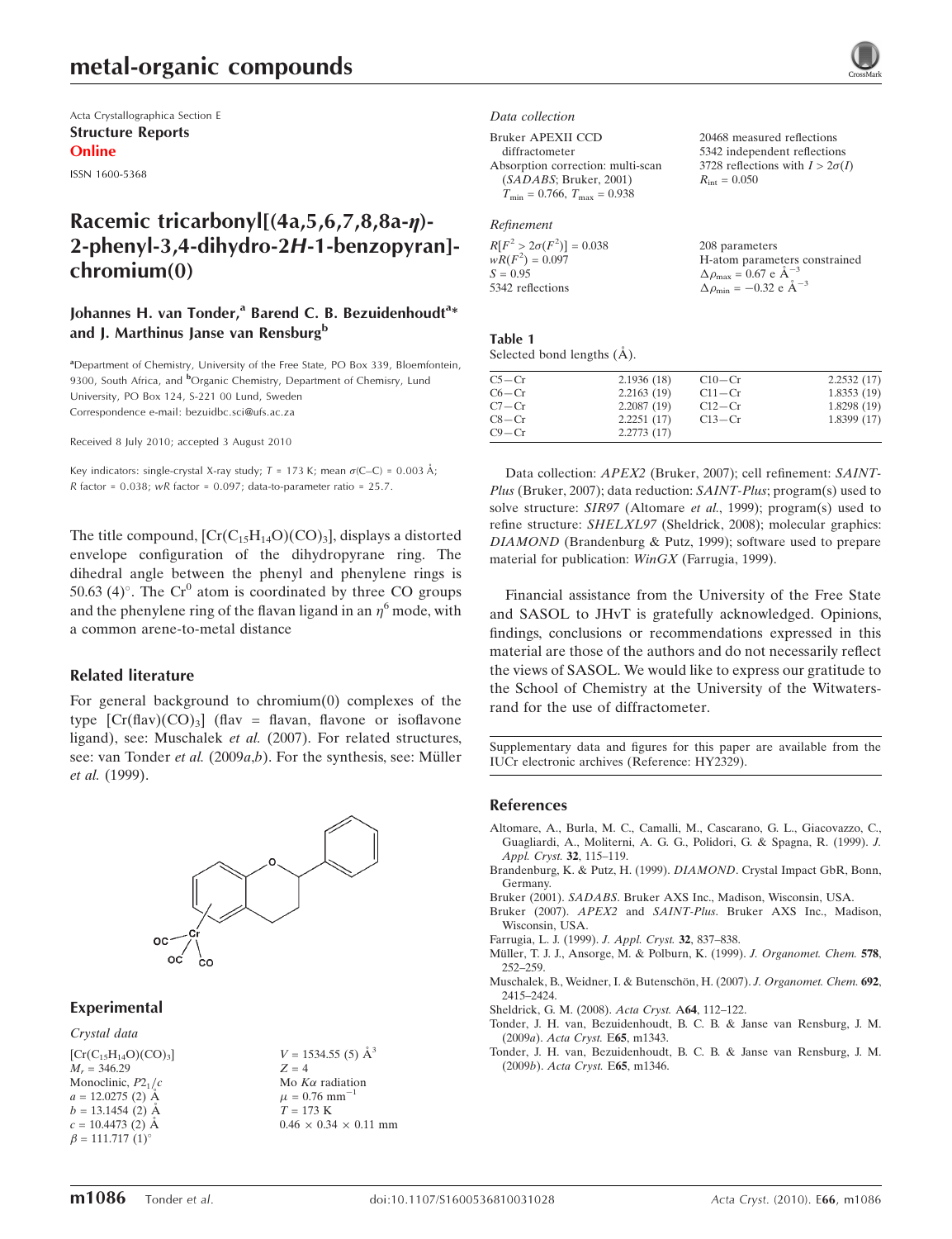# metal-organic compounds

Acta Crystallographica Section E
**Structure Reports Online**
ISSN 1600-5368

# Racemic tricarbonyl[(4a,5,6,7,8,8a-$\eta$)-2-phenyl-3,4-dihydro-2*H*-1-benzopyran]-chromium(0)

**Johannes H. van Tonder,[a] Barend C. B. Bezuidenhoudt[a]* and J. Marthinus Janse van Rensburg[b]**

[a]Department of Chemistry, University of the Free State, PO Box 339, Bloemfontein, 9300, South Africa, and [b]Organic Chemistry, Department of Chemisry, Lund University, PO Box 124, S-221 00 Lund, Sweden
Correspondence e-mail: bezuidbc.sci@ufs.ac.za

Received 8 July 2010; accepted 3 August 2010

Key indicators: single-crystal X-ray study; $T$ = 173 K; mean $\sigma$(C–C) = 0.003 Å; $R$ factor = 0.038; $wR$ factor = 0.097; data-to-parameter ratio = 25.7.

The title compound, $[Cr(C_{15}H_{14}O)(CO)_3]$, displays a distorted envelope configuration of the dihydropyrane ring. The dihedral angle between the phenyl and phenylene rings is 50.63 (4)°. The $Cr^0$ atom is coordinated by three CO groups and the phenylene ring of the flavan ligand in an $\eta^6$ mode, with a common arene-to-metal distance

## Related literature

For general background to chromium(0) complexes of the type $[Cr(flav)(CO)_3]$ (flav = flavan, flavone or isoflavone ligand), see: Muschalek *et al.* (2007). For related structures, see: van Tonder *et al.* (2009*a*,*b*). For the synthesis, see: Müller *et al.* (1999).

## Experimental

### Crystal data

$[Cr(C_{15}H_{14}O)(CO)_3]$
$M_r$ = 346.29
Monoclinic, $P2_1/c$
$a$ = 12.0275 (2) Å
$b$ = 13.1454 (2) Å
$c$ = 10.4473 (2) Å
$\beta$ = 111.717 (1)°
$V$ = 1534.55 (5) Å$^3$
$Z$ = 4
Mo $K\alpha$ radiation
$\mu$ = 0.76 mm$^{-1}$
$T$ = 173 K
0.46 × 0.34 × 0.11 mm

### Data collection

Bruker APEXII CCD diffractometer
Absorption correction: multi-scan (*SADABS*; Bruker, 2001)
$T_{min}$ = 0.766, $T_{max}$ = 0.938
20468 measured reflections
5342 independent reflections
3728 reflections with $I > 2\sigma(I)$
$R_{int}$ = 0.050

### Refinement

$R[F^2 > 2\sigma(F^2)]$ = 0.038
$wR(F^2)$ = 0.097
$S$ = 0.95
5342 reflections
208 parameters
H-atom parameters constrained
$\Delta\rho_{max}$ = 0.67 e Å$^{-3}$
$\Delta\rho_{min}$ = −0.32 e Å$^{-3}$

**Table 1**
Selected bond lengths (Å).

| | | | |
|---|---|---|---|
| C5—Cr | 2.1936 (18) | C10—Cr | 2.2532 (17) |
| C6—Cr | 2.2163 (19) | C11—Cr | 1.8353 (19) |
| C7—Cr | 2.2087 (19) | C12—Cr | 1.8298 (19) |
| C8—Cr | 2.2251 (17) | C13—Cr | 1.8399 (17) |
| C9—Cr | 2.2773 (17) | | |

Data collection: *APEX2* (Bruker, 2007); cell refinement: *SAINT-Plus* (Bruker, 2007); data reduction: *SAINT-Plus*; program(s) used to solve structure: *SIR97* (Altomare *et al.*, 1999); program(s) used to refine structure: *SHELXL97* (Sheldrick, 2008); molecular graphics: *DIAMOND* (Brandenburg & Putz, 1999); software used to prepare material for publication: *WinGX* (Farrugia, 1999).

Financial assistance from the University of the Free State and SASOL to JHvT is gratefully acknowledged. Opinions, findings, conclusions or recommendations expressed in this material are those of the authors and do not necessarily reflect the views of SASOL. We would like to express our gratitude to the School of Chemistry at the University of the Witwatersrand for the use of diffractometer.

Supplementary data and figures for this paper are available from the IUCr electronic archives (Reference: HY2329).

## References

Altomare, A., Burla, M. C., Camalli, M., Cascarano, G. L., Giacovazzo, C., Guagliardi, A., Moliterni, A. G. G., Polidori, G. & Spagna, R. (1999). *J. Appl. Cryst.* **32**, 115–119.
Brandenburg, K. & Putz, H. (1999). *DIAMOND*. Crystal Impact GbR, Bonn, Germany.
Bruker (2001). *SADABS*. Bruker AXS Inc., Madison, Wisconsin, USA.
Bruker (2007). *APEX2* and *SAINT-Plus*. Bruker AXS Inc., Madison, Wisconsin, USA.
Farrugia, L. J. (1999). *J. Appl. Cryst.* **32**, 837–838.
Müller, T. J. J., Ansorge, M. & Polburn, K. (1999). *J. Organomet. Chem.* **578**, 252–259.
Muschalek, B., Weidner, I. & Butenschön, H. (2007). *J. Organomet. Chem.* **692**, 2415–2424.
Sheldrick, G. M. (2008). *Acta Cryst.* A**64**, 112–122.
Tonder, J. H. van, Bezuidenhoudt, B. C. B. & Janse van Rensburg, J. M. (2009*a*). *Acta Cryst.* E**65**, m1343.
Tonder, J. H. van, Bezuidenhoudt, B. C. B. & Janse van Rensburg, J. M. (2009*b*). *Acta Cryst.* E**65**, m1346.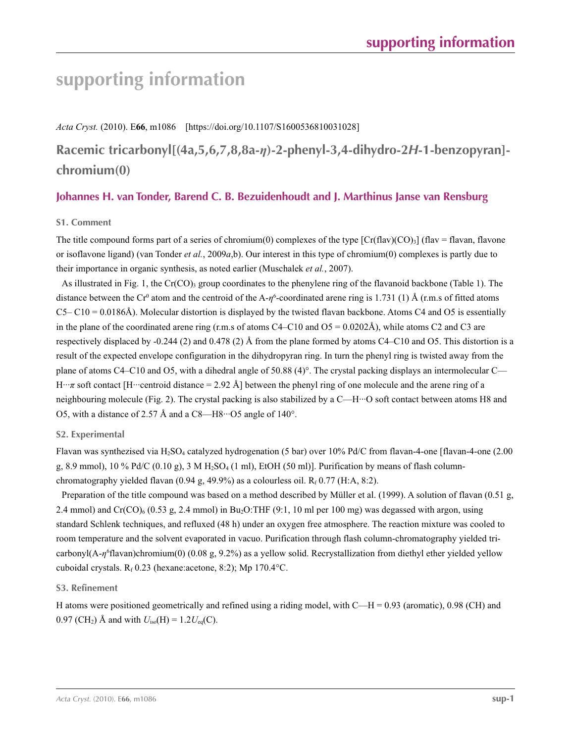# supporting information

*Acta Cryst.* (2010). E**66**, m1086 [https://doi.org/10.1107/S1600536810031028]

## Racemic tricarbonyl[(4a,5,6,7,8,8a-$\eta$)-2-phenyl-3,4-dihydro-2*H*-1-benzopyran]-chromium(0)

### Johannes H. van Tonder, Barend C. B. Bezuidenhoudt and J. Marthinus Janse van Rensburg

#### S1. Comment

The title compound forms part of a series of chromium(0) complexes of the type [Cr(flav)$(CO)_3$] (flav = flavan, flavone or isoflavone ligand) (van Tonder *et al.*, 2009*a*,b). Our interest in this type of chromium(0) complexes is partly due to their importance in organic synthesis, as noted earlier (Muschalek *et al.*, 2007).

As illustrated in Fig. 1, the $Cr(CO)_3$ group coordinates to the phenylene ring of the flavanoid backbone (Table 1). The distance between the $Cr^0$ atom and the centroid of the A-$\eta^6$-coordinated arene ring is 1.731 (1) Å (r.m.s of fitted atoms C5– C10 = 0.0186Å). Molecular distortion is displayed by the twisted flavan backbone. Atoms C4 and O5 is essentially in the plane of the coordinated arene ring (r.m.s of atoms C4–C10 and O5 = 0.0202Å), while atoms C2 and C3 are respectively displaced by -0.244 (2) and 0.478 (2) Å from the plane formed by atoms C4–C10 and O5. This distortion is a result of the expected envelope configuration in the dihydropyran ring. In turn the phenyl ring is twisted away from the plane of atoms C4–C10 and O5, with a dihedral angle of 50.88 (4)°. The crystal packing displays an intermolecular C—H···$\pi$ soft contact [H···centroid distance = 2.92 Å] between the phenyl ring of one molecule and the arene ring of a neighbouring molecule (Fig. 2). The crystal packing is also stabilized by a C—H···O soft contact between atoms H8 and O5, with a distance of 2.57 Å and a C8—H8···O5 angle of 140°.

#### S2. Experimental

Flavan was synthezised via $H_2SO_4$ catalyzed hydrogenation (5 bar) over 10% Pd/C from flavan-4-one [flavan-4-one (2.00 g, 8.9 mmol), 10 % Pd/C (0.10 g), 3 M $H_2SO_4$ (1 ml), EtOH (50 ml)]. Purification by means of flash column-chromatography yielded flavan (0.94 g, 49.9%) as a colourless oil. $R_f$ 0.77 (H:A, 8:2).

Preparation of the title compound was based on a method described by Müller et al. (1999). A solution of flavan (0.51 g, 2.4 mmol) and $Cr(CO)_6$ (0.53 g, 2.4 mmol) in $Bu_2O$:THF (9:1, 10 ml per 100 mg) was degassed with argon, using standard Schlenk techniques, and refluxed (48 h) under an oxygen free atmosphere. The reaction mixture was cooled to room temperature and the solvent evaporated in vacuo. Purification through flash column-chromatography yielded tri-carbonyl(A-$\eta^6$flavan)chromium(0) (0.08 g, 9.2%) as a yellow solid. Recrystallization from diethyl ether yielded yellow cuboidal crystals. $R_f$ 0.23 (hexane:acetone, 8:2); Mp 170.4°C.

#### S3. Refinement

H atoms were positioned geometrically and refined using a riding model, with C—H = 0.93 (aromatic), 0.98 (CH) and 0.97 ($CH_2$) Å and with $U_{iso}(H) = 1.2U_{eq}(C)$.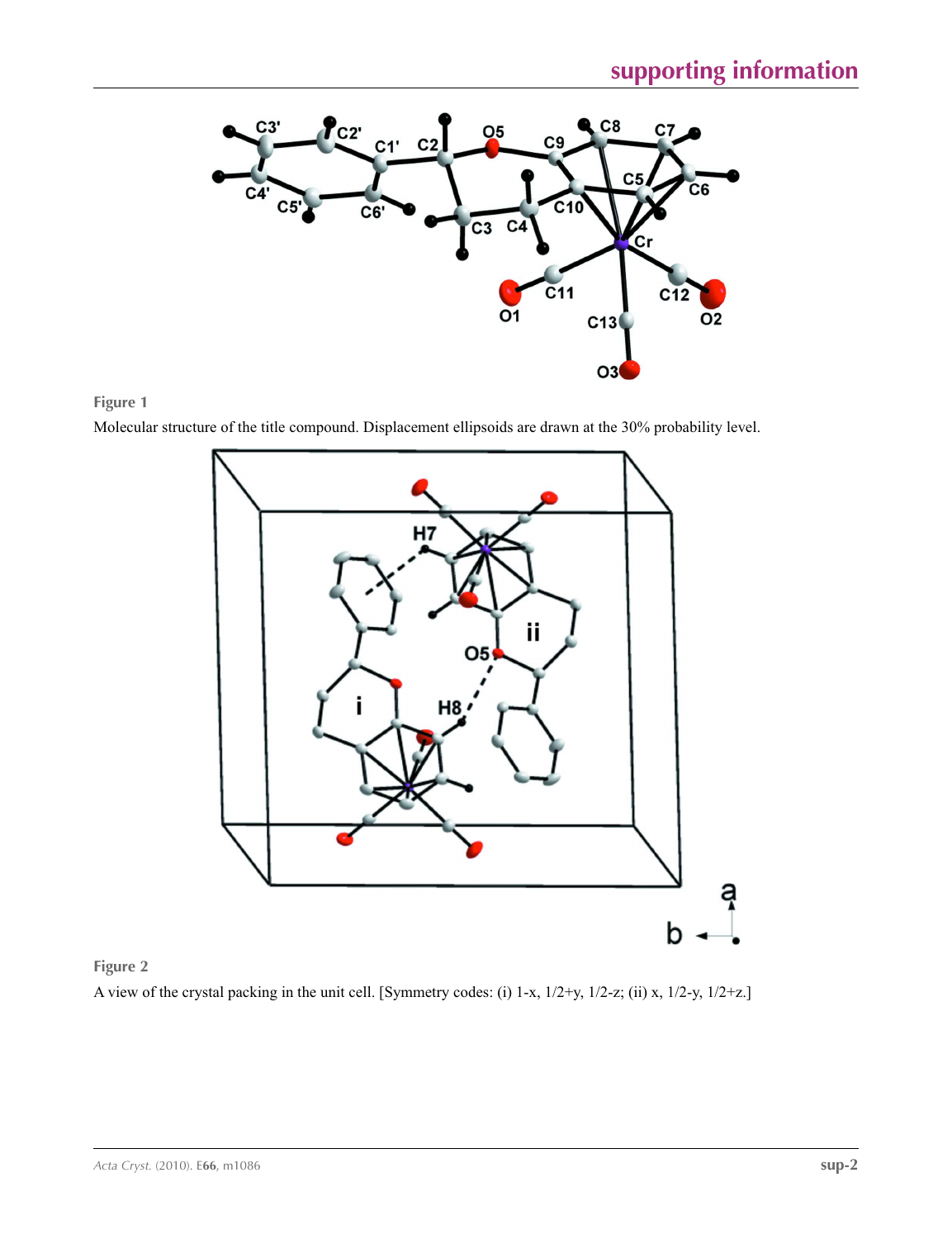**Figure 1**

Molecular structure of the title compound. Displacement ellipsoids are drawn at the 30% probability level.

**Figure 2**

A view of the crystal packing in the unit cell. [Symmetry codes: (i) 1-x, 1/2+y, 1/2-z; (ii) x, 1/2-y, 1/2+z.]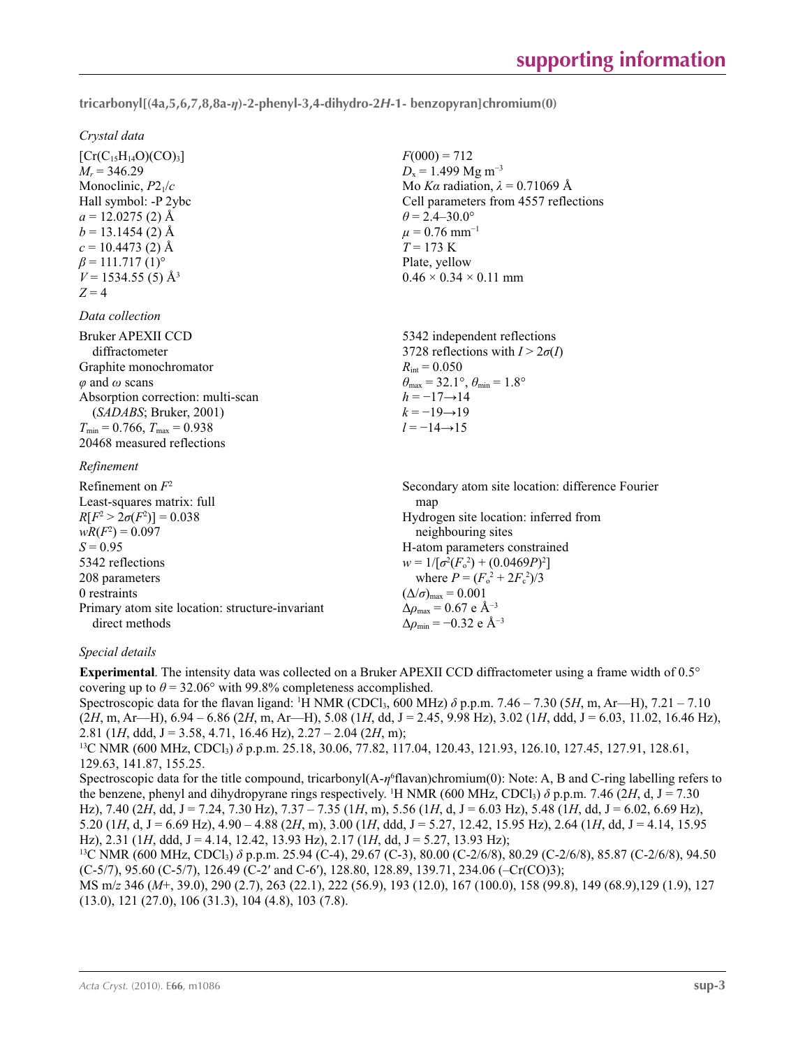**tricarbonyl[(4a,5,6,7,8,8a-*η*)-2-phenyl-3,4-dihydro-2*H*-1- benzopyran]chromium(0)**

### *Crystal data*

[Cr($C_{15}H_{14}O$)(CO)$_3$]
$M_r$ = 346.29
Monoclinic, $P2_1/c$
Hall symbol: -P 2ybc
$a$ = 12.0275 (2) Å
$b$ = 13.1454 (2) Å
$c$ = 10.4473 (2) Å
$\beta$ = 111.717 (1)°
$V$ = 1534.55 (5) Å$^3$
$Z$ = 4

$F(000)$ = 712
$D_x$ = 1.499 Mg m$^{-3}$
Mo $K\alpha$ radiation, $\lambda$ = 0.71069 Å
Cell parameters from 4557 reflections
$\theta$ = 2.4–30.0°
$\mu$ = 0.76 mm$^{-1}$
$T$ = 173 K
Plate, yellow
0.46 × 0.34 × 0.11 mm

### *Data collection*

Bruker APEXII CCD diffractometer
Graphite monochromator
$\varphi$ and $\omega$ scans
Absorption correction: multi-scan (*SADABS*; Bruker, 2001)
$T_{min}$ = 0.766, $T_{max}$ = 0.938
20468 measured reflections

5342 independent reflections
3728 reflections with $I > 2\sigma(I)$
$R_{int}$ = 0.050
$\theta_{max}$ = 32.1°, $\theta_{min}$ = 1.8°
$h$ = −17→14
$k$ = −19→19
$l$ = −14→15

### *Refinement*

Refinement on $F^2$
Least-squares matrix: full
$R[F^2 > 2\sigma(F^2)]$ = 0.038
$wR(F^2)$ = 0.097
$S$ = 0.95
5342 reflections
208 parameters
0 restraints
Primary atom site location: structure-invariant direct methods

Secondary atom site location: difference Fourier map
Hydrogen site location: inferred from neighbouring sites
H-atom parameters constrained
$w = 1/[\sigma^2(F_o^2) + (0.0469P)^2]$
where $P = (F_o^2 + 2F_c^2)/3$
$(\Delta/\sigma)_{max}$ = 0.001
$\Delta\rho_{max}$ = 0.67 e Å$^{-3}$
$\Delta\rho_{min}$ = −0.32 e Å$^{-3}$

### *Special details*

**Experimental**. The intensity data was collected on a Bruker APEXII CCD diffractometer using a frame width of 0.5° covering up to $\theta$ = 32.06° with 99.8% completeness accomplished.
Spectroscopic data for the flavan ligand: $^1$H NMR (CDCl$_3$, 600 MHz) $\delta$ p.p.m. 7.46 – 7.30 (5*H*, m, Ar—H), 7.21 – 7.10 (2*H*, m, Ar—H), 6.94 – 6.86 (2*H*, m, Ar—H), 5.08 (1*H*, dd, J = 2.45, 9.98 Hz), 3.02 (1*H*, ddd, J = 6.03, 11.02, 16.46 Hz), 2.81 (1*H*, ddd, J = 3.58, 4.71, 16.46 Hz), 2.27 – 2.04 (2*H*, m);
$^{13}$C NMR (600 MHz, CDCl$_3$) $\delta$ p.p.m. 25.18, 30.06, 77.82, 117.04, 120.43, 121.93, 126.10, 127.45, 127.91, 128.61, 129.63, 141.87, 155.25.
Spectroscopic data for the title compound, tricarbonyl(A-$\eta^6$flavan)chromium(0): Note: A, B and C-ring labelling refers to the benzene, phenyl and dihydropyrane rings respectively. $^1$H NMR (600 MHz, CDCl$_3$) $\delta$ p.p.m. 7.46 (2*H*, d, J = 7.30 Hz), 7.40 (2*H*, dd, J = 7.24, 7.30 Hz), 7.37 – 7.35 (1*H*, m), 5.56 (1*H*, d, J = 6.03 Hz), 5.48 (1*H*, dd, J = 6.02, 6.69 Hz), 5.20 (1*H*, d, J = 6.69 Hz), 4.90 – 4.88 (2*H*, m), 3.00 (1*H*, ddd, J = 5.27, 12.42, 15.95 Hz), 2.64 (1*H*, dd, J = 4.14, 15.95 Hz), 2.31 (1*H*, ddd, J = 4.14, 12.42, 13.93 Hz), 2.17 (1*H*, dd, J = 5.27, 13.93 Hz);
$^{13}$C NMR (600 MHz, CDCl$_3$) $\delta$ p.p.m. 25.94 (C-4), 29.67 (C-3), 80.00 (C-2/6/8), 80.29 (C-2/6/8), 85.87 (C-2/6/8), 94.50 (C-5/7), 95.60 (C-5/7), 126.49 (C-2′ and C-6′), 128.80, 128.89, 139.71, 234.06 (–Cr(CO)3);
MS m/*z* 346 (*M*+, 39.0), 290 (2.7), 263 (22.1), 222 (56.9), 193 (12.0), 167 (100.0), 158 (99.8), 149 (68.9),129 (1.9), 127 (13.0), 121 (27.0), 106 (31.3), 104 (4.8), 103 (7.8).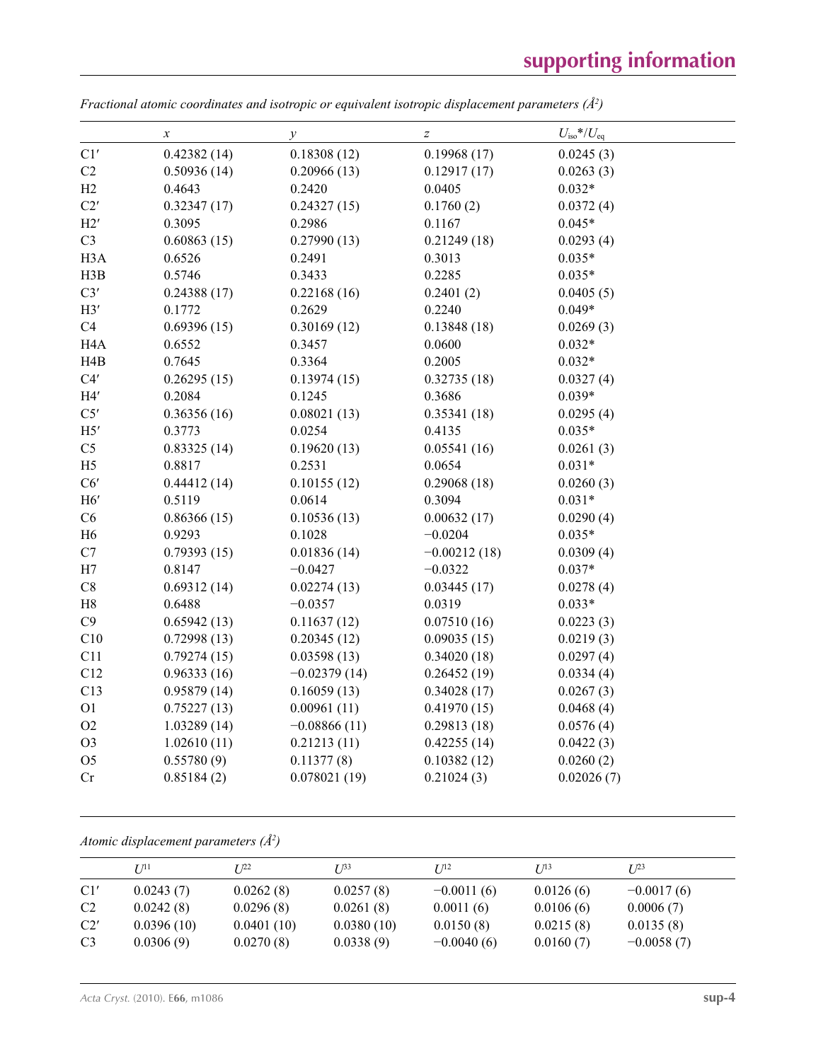*Fractional atomic coordinates and isotropic or equivalent isotropic displacement parameters (Å²)*

| | *x* | *y* | *z* | $U_{\rm iso}$*/$U_{\rm eq}$ |
|---|---|---|---|---|
| C1′ | 0.42382 (14) | 0.18308 (12) | 0.19968 (17) | 0.0245 (3) |
| C2 | 0.50936 (14) | 0.20966 (13) | 0.12917 (17) | 0.0263 (3) |
| H2 | 0.4643 | 0.2420 | 0.0405 | 0.032* |
| C2′ | 0.32347 (17) | 0.24327 (15) | 0.1760 (2) | 0.0372 (4) |
| H2′ | 0.3095 | 0.2986 | 0.1167 | 0.045* |
| C3 | 0.60863 (15) | 0.27990 (13) | 0.21249 (18) | 0.0293 (4) |
| H3A | 0.6526 | 0.2491 | 0.3013 | 0.035* |
| H3B | 0.5746 | 0.3433 | 0.2285 | 0.035* |
| C3′ | 0.24388 (17) | 0.22168 (16) | 0.2401 (2) | 0.0405 (5) |
| H3′ | 0.1772 | 0.2629 | 0.2240 | 0.049* |
| C4 | 0.69396 (15) | 0.30169 (12) | 0.13848 (18) | 0.0269 (3) |
| H4A | 0.6552 | 0.3457 | 0.0600 | 0.032* |
| H4B | 0.7645 | 0.3364 | 0.2005 | 0.032* |
| C4′ | 0.26295 (15) | 0.13974 (15) | 0.32735 (18) | 0.0327 (4) |
| H4′ | 0.2084 | 0.1245 | 0.3686 | 0.039* |
| C5′ | 0.36356 (16) | 0.08021 (13) | 0.35341 (18) | 0.0295 (4) |
| H5′ | 0.3773 | 0.0254 | 0.4135 | 0.035* |
| C5 | 0.83325 (14) | 0.19620 (13) | 0.05541 (16) | 0.0261 (3) |
| H5 | 0.8817 | 0.2531 | 0.0654 | 0.031* |
| C6′ | 0.44412 (14) | 0.10155 (12) | 0.29068 (18) | 0.0260 (3) |
| H6′ | 0.5119 | 0.0614 | 0.3094 | 0.031* |
| C6 | 0.86366 (15) | 0.10536 (13) | 0.00632 (17) | 0.0290 (4) |
| H6 | 0.9293 | 0.1028 | −0.0204 | 0.035* |
| C7 | 0.79393 (15) | 0.01836 (14) | −0.00212 (18) | 0.0309 (4) |
| H7 | 0.8147 | −0.0427 | −0.0322 | 0.037* |
| C8 | 0.69312 (14) | 0.02274 (13) | 0.03445 (17) | 0.0278 (4) |
| H8 | 0.6488 | −0.0357 | 0.0319 | 0.033* |
| C9 | 0.65942 (13) | 0.11637 (12) | 0.07510 (16) | 0.0223 (3) |
| C10 | 0.72998 (13) | 0.20345 (12) | 0.09035 (15) | 0.0219 (3) |
| C11 | 0.79274 (15) | 0.03598 (13) | 0.34020 (18) | 0.0297 (4) |
| C12 | 0.96333 (16) | −0.02379 (14) | 0.26452 (19) | 0.0334 (4) |
| C13 | 0.95879 (14) | 0.16059 (13) | 0.34028 (17) | 0.0267 (3) |
| O1 | 0.75227 (13) | 0.00961 (11) | 0.41970 (15) | 0.0468 (4) |
| O2 | 1.03289 (14) | −0.08866 (11) | 0.29813 (18) | 0.0576 (4) |
| O3 | 1.02610 (11) | 0.21213 (11) | 0.42255 (14) | 0.0422 (3) |
| O5 | 0.55780 (9) | 0.11377 (8) | 0.10382 (12) | 0.0260 (2) |
| Cr | 0.85184 (2) | 0.078021 (19) | 0.21024 (3) | 0.02026 (7) |

*Atomic displacement parameters (Å²)*

| | $U^{11}$ | $U^{22}$ | $U^{33}$ | $U^{12}$ | $U^{13}$ | $U^{23}$ |
|---|---|---|---|---|---|---|
| C1′ | 0.0243 (7) | 0.0262 (8) | 0.0257 (8) | −0.0011 (6) | 0.0126 (6) | −0.0017 (6) |
| C2 | 0.0242 (8) | 0.0296 (8) | 0.0261 (8) | 0.0011 (6) | 0.0106 (6) | 0.0006 (7) |
| C2′ | 0.0396 (10) | 0.0401 (10) | 0.0380 (10) | 0.0150 (8) | 0.0215 (8) | 0.0135 (8) |
| C3 | 0.0306 (9) | 0.0270 (8) | 0.0338 (9) | −0.0040 (6) | 0.0160 (7) | −0.0058 (7) |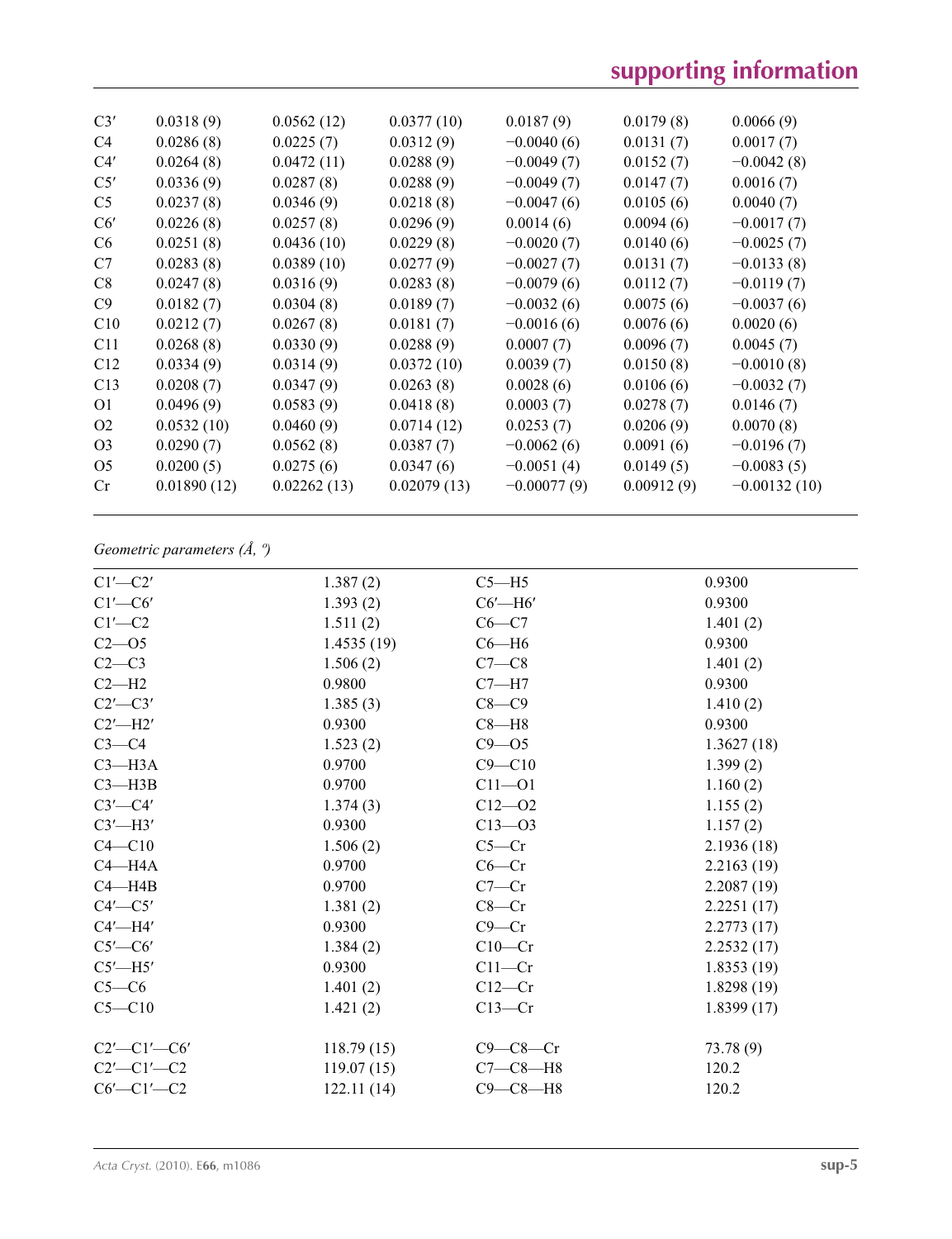| | | | | | | |
|---|---|---|---|---|---|---|
| C3′ | 0.0318 (9) | 0.0562 (12) | 0.0377 (10) | 0.0187 (9) | 0.0179 (8) | 0.0066 (9) |
| C4 | 0.0286 (8) | 0.0225 (7) | 0.0312 (9) | −0.0040 (6) | 0.0131 (7) | 0.0017 (7) |
| C4′ | 0.0264 (8) | 0.0472 (11) | 0.0288 (9) | −0.0049 (7) | 0.0152 (7) | −0.0042 (8) |
| C5′ | 0.0336 (9) | 0.0287 (8) | 0.0288 (9) | −0.0049 (7) | 0.0147 (7) | 0.0016 (7) |
| C5 | 0.0237 (8) | 0.0346 (9) | 0.0218 (8) | −0.0047 (6) | 0.0105 (6) | 0.0040 (7) |
| C6′ | 0.0226 (8) | 0.0257 (8) | 0.0296 (9) | 0.0014 (6) | 0.0094 (6) | −0.0017 (7) |
| C6 | 0.0251 (8) | 0.0436 (10) | 0.0229 (8) | −0.0020 (7) | 0.0140 (6) | −0.0025 (7) |
| C7 | 0.0283 (8) | 0.0389 (10) | 0.0277 (9) | −0.0027 (7) | 0.0131 (7) | −0.0133 (8) |
| C8 | 0.0247 (8) | 0.0316 (9) | 0.0283 (8) | −0.0079 (6) | 0.0112 (7) | −0.0119 (7) |
| C9 | 0.0182 (7) | 0.0304 (8) | 0.0189 (7) | −0.0032 (6) | 0.0075 (6) | −0.0037 (6) |
| C10 | 0.0212 (7) | 0.0267 (8) | 0.0181 (7) | −0.0016 (6) | 0.0076 (6) | 0.0020 (6) |
| C11 | 0.0268 (8) | 0.0330 (9) | 0.0288 (9) | 0.0007 (7) | 0.0096 (7) | 0.0045 (7) |
| C12 | 0.0334 (9) | 0.0314 (9) | 0.0372 (10) | 0.0039 (7) | 0.0150 (8) | −0.0010 (8) |
| C13 | 0.0208 (7) | 0.0347 (9) | 0.0263 (8) | 0.0028 (6) | 0.0106 (6) | −0.0032 (7) |
| O1 | 0.0496 (9) | 0.0583 (9) | 0.0418 (8) | 0.0003 (7) | 0.0278 (7) | 0.0146 (7) |
| O2 | 0.0532 (10) | 0.0460 (9) | 0.0714 (12) | 0.0253 (7) | 0.0206 (9) | 0.0070 (8) |
| O3 | 0.0290 (7) | 0.0562 (8) | 0.0387 (7) | −0.0062 (6) | 0.0091 (6) | −0.0196 (7) |
| O5 | 0.0200 (5) | 0.0275 (6) | 0.0347 (6) | −0.0051 (4) | 0.0149 (5) | −0.0083 (5) |
| Cr | 0.01890 (12) | 0.02262 (13) | 0.02079 (13) | −0.00077 (9) | 0.00912 (9) | −0.00132 (10) |

*Geometric parameters (Å, º)*

| | | | |
|---|---|---|---|
| C1′—C2′ | 1.387 (2) | C5—H5 | 0.9300 |
| C1′—C6′ | 1.393 (2) | C6′—H6′ | 0.9300 |
| C1′—C2 | 1.511 (2) | C6—C7 | 1.401 (2) |
| C2—O5 | 1.4535 (19) | C6—H6 | 0.9300 |
| C2—C3 | 1.506 (2) | C7—C8 | 1.401 (2) |
| C2—H2 | 0.9800 | C7—H7 | 0.9300 |
| C2′—C3′ | 1.385 (3) | C8—C9 | 1.410 (2) |
| C2′—H2′ | 0.9300 | C8—H8 | 0.9300 |
| C3—C4 | 1.523 (2) | C9—O5 | 1.3627 (18) |
| C3—H3A | 0.9700 | C9—C10 | 1.399 (2) |
| C3—H3B | 0.9700 | C11—O1 | 1.160 (2) |
| C3′—C4′ | 1.374 (3) | C12—O2 | 1.155 (2) |
| C3′—H3′ | 0.9300 | C13—O3 | 1.157 (2) |
| C4—C10 | 1.506 (2) | C5—Cr | 2.1936 (18) |
| C4—H4A | 0.9700 | C6—Cr | 2.2163 (19) |
| C4—H4B | 0.9700 | C7—Cr | 2.2087 (19) |
| C4′—C5′ | 1.381 (2) | C8—Cr | 2.2251 (17) |
| C4′—H4′ | 0.9300 | C9—Cr | 2.2773 (17) |
| C5′—C6′ | 1.384 (2) | C10—Cr | 2.2532 (17) |
| C5′—H5′ | 0.9300 | C11—Cr | 1.8353 (19) |
| C5—C6 | 1.401 (2) | C12—Cr | 1.8298 (19) |
| C5—C10 | 1.421 (2) | C13—Cr | 1.8399 (17) |
| | | | |
| C2′—C1′—C6′ | 118.79 (15) | C9—C8—Cr | 73.78 (9) |
| C2′—C1′—C2 | 119.07 (15) | C7—C8—H8 | 120.2 |
| C6′—C1′—C2 | 122.11 (14) | C9—C8—H8 | 120.2 |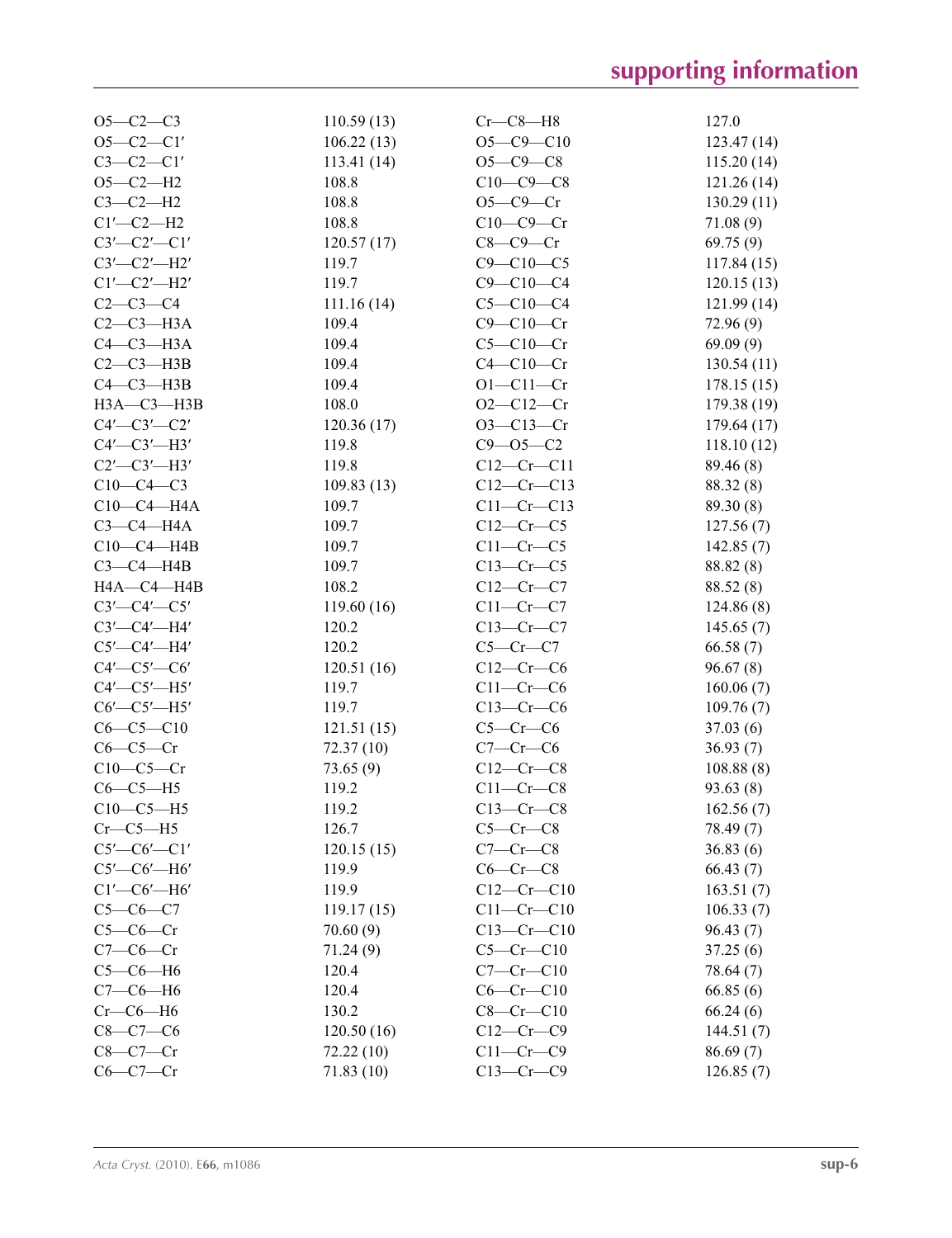| | | | |
|---|---|---|---|
| O5—C2—C3 | 110.59 (13) | Cr—C8—H8 | 127.0 |
| O5—C2—C1′ | 106.22 (13) | O5—C9—C10 | 123.47 (14) |
| C3—C2—C1′ | 113.41 (14) | O5—C9—C8 | 115.20 (14) |
| O5—C2—H2 | 108.8 | C10—C9—C8 | 121.26 (14) |
| C3—C2—H2 | 108.8 | O5—C9—Cr | 130.29 (11) |
| C1′—C2—H2 | 108.8 | C10—C9—Cr | 71.08 (9) |
| C3′—C2′—C1′ | 120.57 (17) | C8—C9—Cr | 69.75 (9) |
| C3′—C2′—H2′ | 119.7 | C9—C10—C5 | 117.84 (15) |
| C1′—C2′—H2′ | 119.7 | C9—C10—C4 | 120.15 (13) |
| C2—C3—C4 | 111.16 (14) | C5—C10—C4 | 121.99 (14) |
| C2—C3—H3A | 109.4 | C9—C10—Cr | 72.96 (9) |
| C4—C3—H3A | 109.4 | C5—C10—Cr | 69.09 (9) |
| C2—C3—H3B | 109.4 | C4—C10—Cr | 130.54 (11) |
| C4—C3—H3B | 109.4 | O1—C11—Cr | 178.15 (15) |
| H3A—C3—H3B | 108.0 | O2—C12—Cr | 179.38 (19) |
| C4′—C3′—C2′ | 120.36 (17) | O3—C13—Cr | 179.64 (17) |
| C4′—C3′—H3′ | 119.8 | C9—O5—C2 | 118.10 (12) |
| C2′—C3′—H3′ | 119.8 | C12—Cr—C11 | 89.46 (8) |
| C10—C4—C3 | 109.83 (13) | C12—Cr—C13 | 88.32 (8) |
| C10—C4—H4A | 109.7 | C11—Cr—C13 | 89.30 (8) |
| C3—C4—H4A | 109.7 | C12—Cr—C5 | 127.56 (7) |
| C10—C4—H4B | 109.7 | C11—Cr—C5 | 142.85 (7) |
| C3—C4—H4B | 109.7 | C13—Cr—C5 | 88.82 (8) |
| H4A—C4—H4B | 108.2 | C12—Cr—C7 | 88.52 (8) |
| C3′—C4′—C5′ | 119.60 (16) | C11—Cr—C7 | 124.86 (8) |
| C3′—C4′—H4′ | 120.2 | C13—Cr—C7 | 145.65 (7) |
| C5′—C4′—H4′ | 120.2 | C5—Cr—C7 | 66.58 (7) |
| C4′—C5′—C6′ | 120.51 (16) | C12—Cr—C6 | 96.67 (8) |
| C4′—C5′—H5′ | 119.7 | C11—Cr—C6 | 160.06 (7) |
| C6′—C5′—H5′ | 119.7 | C13—Cr—C6 | 109.76 (7) |
| C6—C5—C10 | 121.51 (15) | C5—Cr—C6 | 37.03 (6) |
| C6—C5—Cr | 72.37 (10) | C7—Cr—C6 | 36.93 (7) |
| C10—C5—Cr | 73.65 (9) | C12—Cr—C8 | 108.88 (8) |
| C6—C5—H5 | 119.2 | C11—Cr—C8 | 93.63 (8) |
| C10—C5—H5 | 119.2 | C13—Cr—C8 | 162.56 (7) |
| Cr—C5—H5 | 126.7 | C5—Cr—C8 | 78.49 (7) |
| C5′—C6′—C1′ | 120.15 (15) | C7—Cr—C8 | 36.83 (6) |
| C5′—C6′—H6′ | 119.9 | C6—Cr—C8 | 66.43 (7) |
| C1′—C6′—H6′ | 119.9 | C12—Cr—C10 | 163.51 (7) |
| C5—C6—C7 | 119.17 (15) | C11—Cr—C10 | 106.33 (7) |
| C5—C6—Cr | 70.60 (9) | C13—Cr—C10 | 96.43 (7) |
| C7—C6—Cr | 71.24 (9) | C5—Cr—C10 | 37.25 (6) |
| C5—C6—H6 | 120.4 | C7—Cr—C10 | 78.64 (7) |
| C7—C6—H6 | 120.4 | C6—Cr—C10 | 66.85 (6) |
| Cr—C6—H6 | 130.2 | C8—Cr—C10 | 66.24 (6) |
| C8—C7—C6 | 120.50 (16) | C12—Cr—C9 | 144.51 (7) |
| C8—C7—Cr | 72.22 (10) | C11—Cr—C9 | 86.69 (7) |
| C6—C7—Cr | 71.83 (10) | C13—Cr—C9 | 126.85 (7) |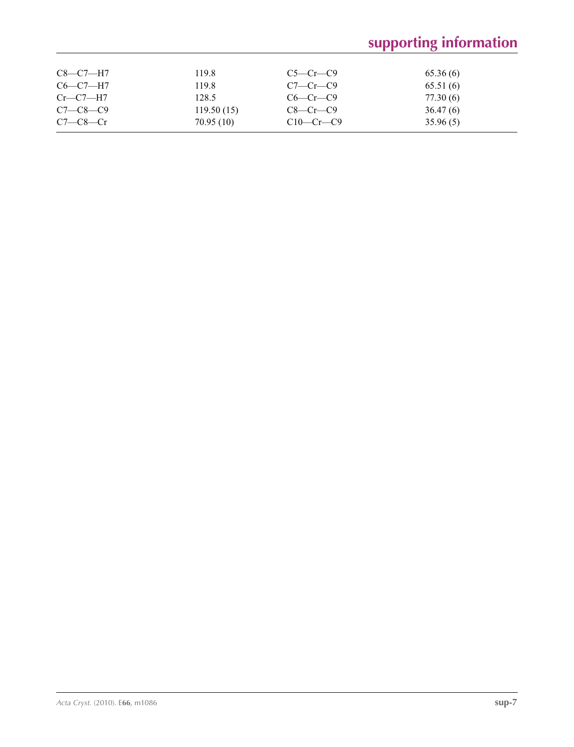| | | | |
|---|---|---|---|
| C8—C7—H7 | 119.8 | C5—Cr—C9 | 65.36 (6) |
| C6—C7—H7 | 119.8 | C7—Cr—C9 | 65.51 (6) |
| Cr—C7—H7 | 128.5 | C6—Cr—C9 | 77.30 (6) |
| C7—C8—C9 | 119.50 (15) | C8—Cr—C9 | 36.47 (6) |
| C7—C8—Cr | 70.95 (10) | C10—Cr—C9 | 35.96 (5) |